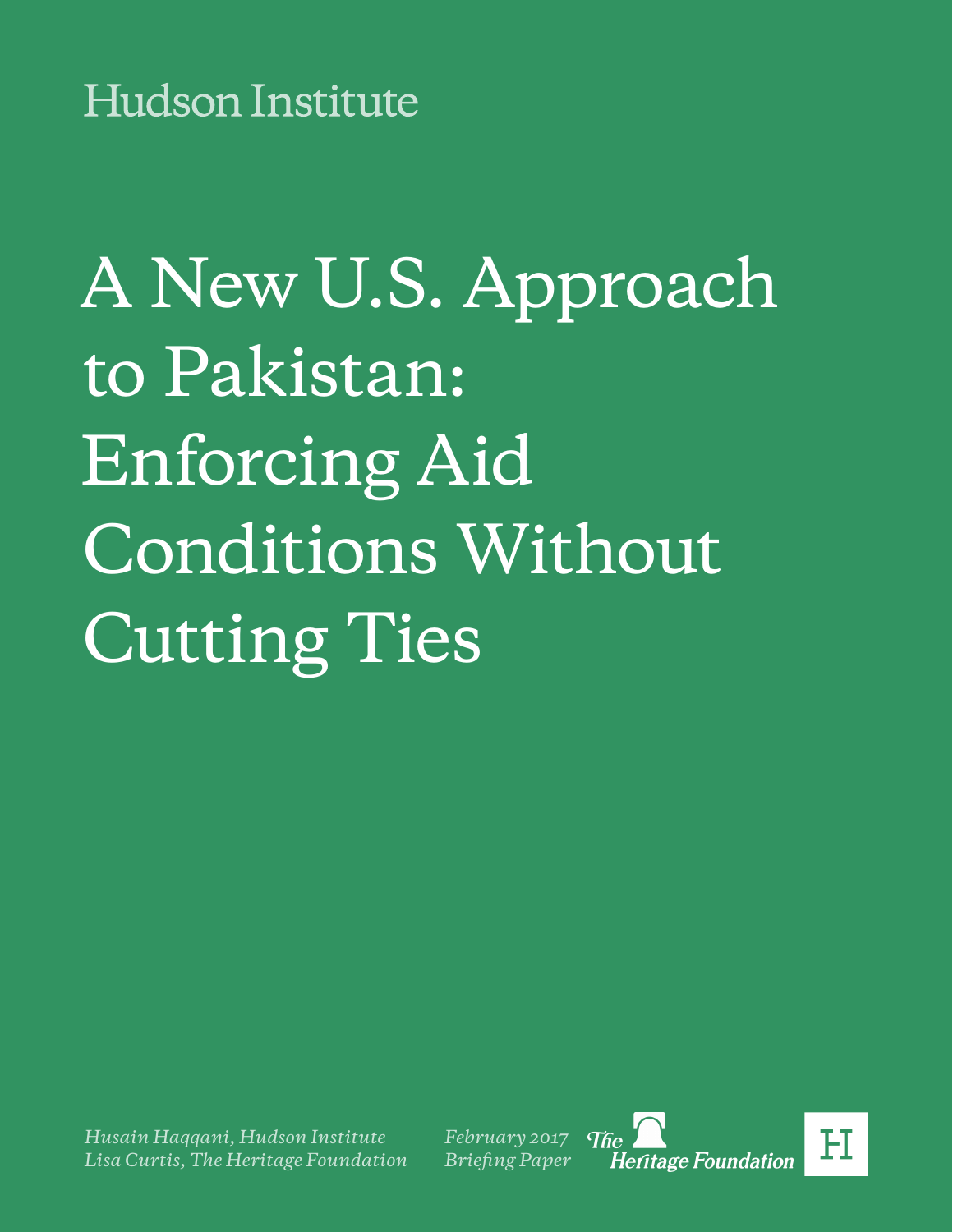Hudson Institute

# A New U.S. Approach to Pakistan: Enforcing Aid Conditions Without Cutting Ties

*Husain Haqqani, Hudson Institute*
*Lisa Curtis, The Heritage Foundation*

*February 2017*
*Briefing Paper*

The Heritage Foundation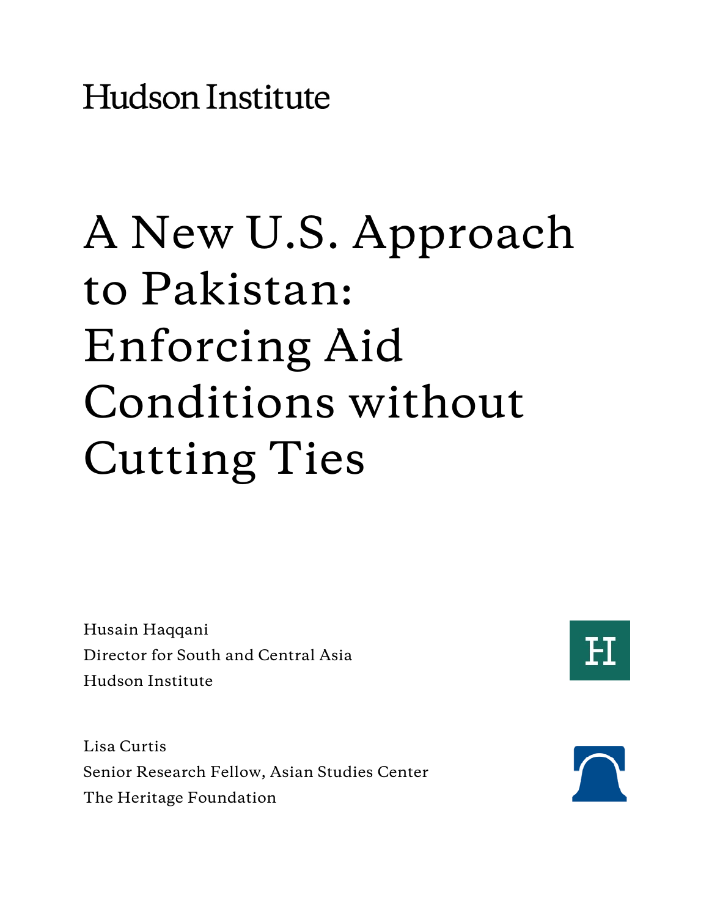Hudson Institute

# A New U.S. Approach to Pakistan: Enforcing Aid Conditions without Cutting Ties

Husain Haqqani
Director for South and Central Asia
Hudson Institute

Lisa Curtis
Senior Research Fellow, Asian Studies Center
The Heritage Foundation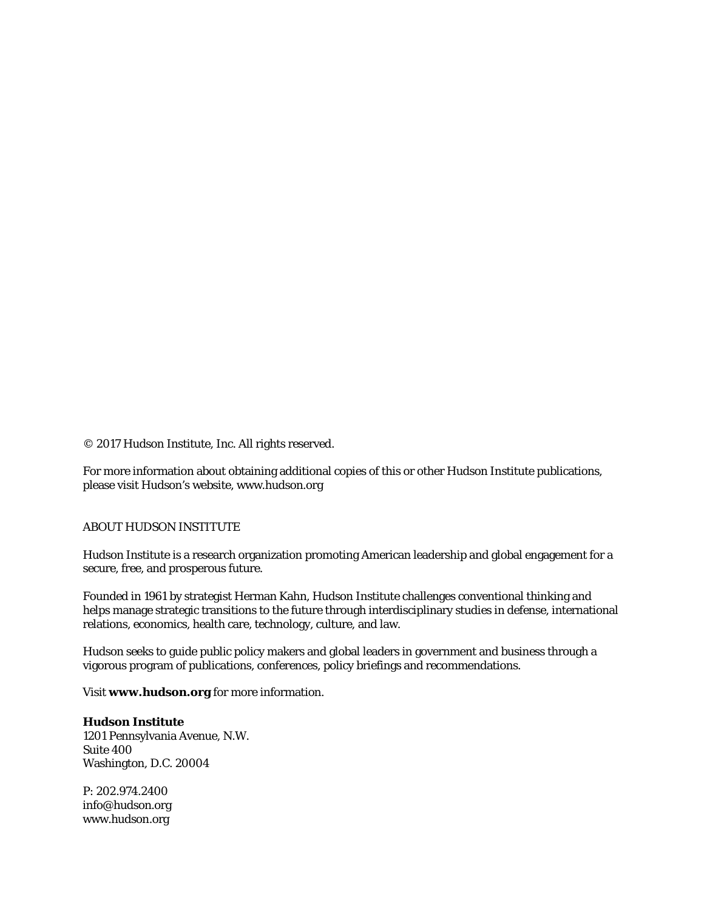© 2017 Hudson Institute, Inc. All rights reserved.

For more information about obtaining additional copies of this or other Hudson Institute publications, please visit Hudson's website, www.hudson.org

ABOUT HUDSON INSTITUTE

Hudson Institute is a research organization promoting American leadership and global engagement for a secure, free, and prosperous future.

Founded in 1961 by strategist Herman Kahn, Hudson Institute challenges conventional thinking and helps manage strategic transitions to the future through interdisciplinary studies in defense, international relations, economics, health care, technology, culture, and law.

Hudson seeks to guide public policy makers and global leaders in government and business through a vigorous program of publications, conferences, policy briefings and recommendations.

Visit **www.hudson.org** for more information.

**Hudson Institute**
1201 Pennsylvania Avenue, N.W.
Suite 400
Washington, D.C. 20004

P: 202.974.2400
info@hudson.org
www.hudson.org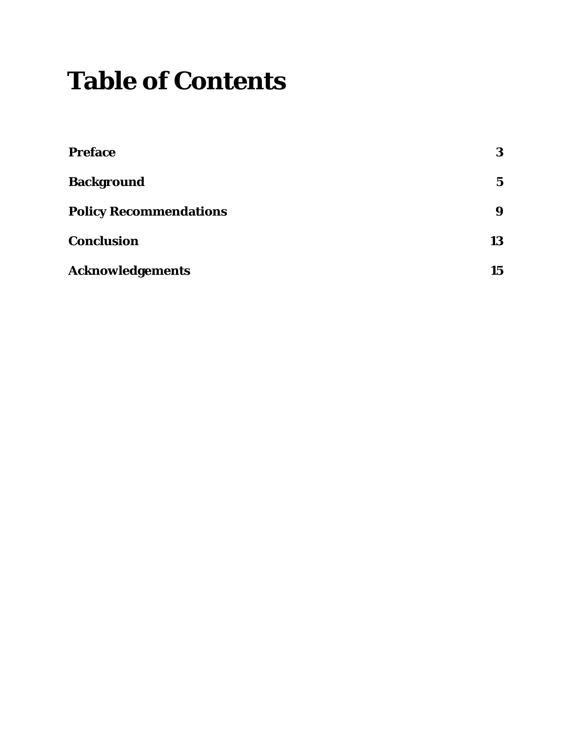# Table of Contents

| | |
|---|---|
| **Preface** | **3** |
| **Background** | **5** |
| **Policy Recommendations** | **9** |
| **Conclusion** | **13** |
| **Acknowledgements** | **15** |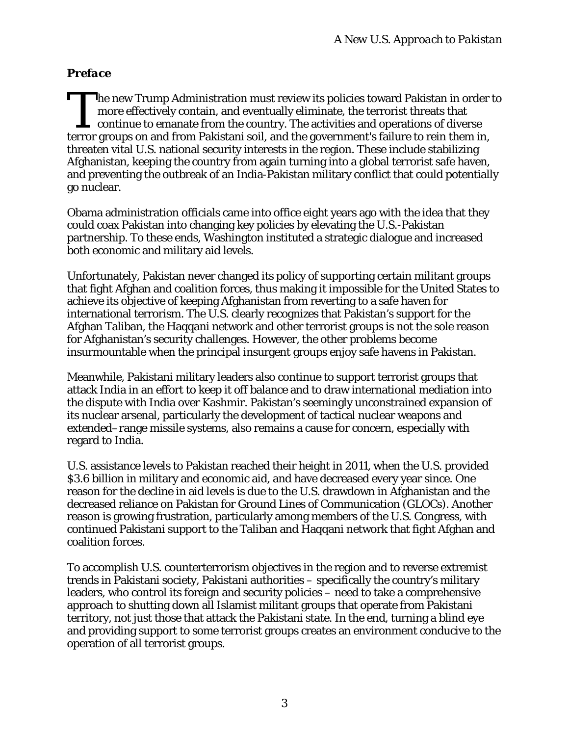## *Preface*

The new Trump Administration must review its policies toward Pakistan in order to more effectively contain, and eventually eliminate, the terrorist threats that continue to emanate from the country. The activities and operations of diverse terror groups on and from Pakistani soil, and the government's failure to rein them in, threaten vital U.S. national security interests in the region. These include stabilizing Afghanistan, keeping the country from again turning into a global terrorist safe haven, and preventing the outbreak of an India-Pakistan military conflict that could potentially go nuclear.

Obama administration officials came into office eight years ago with the idea that they could coax Pakistan into changing key policies by elevating the U.S.-Pakistan partnership. To these ends, Washington instituted a strategic dialogue and increased both economic and military aid levels.

Unfortunately, Pakistan never changed its policy of supporting certain militant groups that fight Afghan and coalition forces, thus making it impossible for the United States to achieve its objective of keeping Afghanistan from reverting to a safe haven for international terrorism. The U.S. clearly recognizes that Pakistan's support for the Afghan Taliban, the Haqqani network and other terrorist groups is not the sole reason for Afghanistan's security challenges. However, the other problems become insurmountable when the principal insurgent groups enjoy safe havens in Pakistan.

Meanwhile, Pakistani military leaders also continue to support terrorist groups that attack India in an effort to keep it off balance and to draw international mediation into the dispute with India over Kashmir. Pakistan's seemingly unconstrained expansion of its nuclear arsenal, particularly the development of tactical nuclear weapons and extended–range missile systems, also remains a cause for concern, especially with regard to India.

U.S. assistance levels to Pakistan reached their height in 2011, when the U.S. provided $3.6 billion in military and economic aid, and have decreased every year since. One reason for the decline in aid levels is due to the U.S. drawdown in Afghanistan and the decreased reliance on Pakistan for Ground Lines of Communication (GLOCs). Another reason is growing frustration, particularly among members of the U.S. Congress, with continued Pakistani support to the Taliban and Haqqani network that fight Afghan and coalition forces.

To accomplish U.S. counterterrorism objectives in the region and to reverse extremist trends in Pakistani society, Pakistani authorities – specifically the country's military leaders, who control its foreign and security policies – need to take a comprehensive approach to shutting down all Islamist militant groups that operate from Pakistani territory, not just those that attack the Pakistani state. In the end, turning a blind eye and providing support to some terrorist groups creates an environment conducive to the operation of all terrorist groups.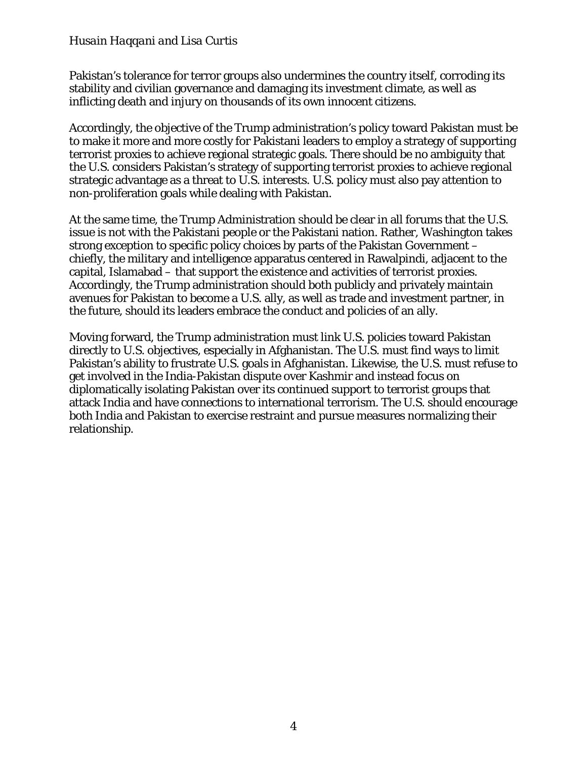Pakistan's tolerance for terror groups also undermines the country itself, corroding its stability and civilian governance and damaging its investment climate, as well as inflicting death and injury on thousands of its own innocent citizens.

Accordingly, the objective of the Trump administration's policy toward Pakistan must be to make it more and more costly for Pakistani leaders to employ a strategy of supporting terrorist proxies to achieve regional strategic goals. There should be no ambiguity that the U.S. considers Pakistan's strategy of supporting terrorist proxies to achieve regional strategic advantage as a threat to U.S. interests. U.S. policy must also pay attention to non-proliferation goals while dealing with Pakistan.

At the same time, the Trump Administration should be clear in all forums that the U.S. issue is not with the Pakistani people or the Pakistani nation. Rather, Washington takes strong exception to specific policy choices by parts of the Pakistan Government – chiefly, the military and intelligence apparatus centered in Rawalpindi, adjacent to the capital, Islamabad – that support the existence and activities of terrorist proxies. Accordingly, the Trump administration should both publicly and privately maintain avenues for Pakistan to become a U.S. ally, as well as trade and investment partner, in the future, should its leaders embrace the conduct and policies of an ally.

Moving forward, the Trump administration must link U.S. policies toward Pakistan directly to U.S. objectives, especially in Afghanistan. The U.S. must find ways to limit Pakistan's ability to frustrate U.S. goals in Afghanistan. Likewise, the U.S. must refuse to get involved in the India-Pakistan dispute over Kashmir and instead focus on diplomatically isolating Pakistan over its continued support to terrorist groups that attack India and have connections to international terrorism. The U.S. should encourage both India and Pakistan to exercise restraint and pursue measures normalizing their relationship.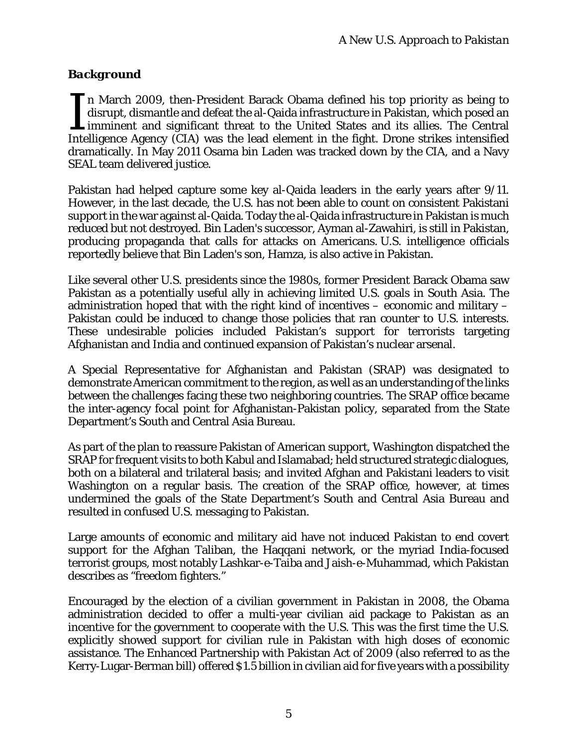## *Background*

In March 2009, then-President Barack Obama defined his top priority as being to disrupt, dismantle and defeat the al-Qaida infrastructure in Pakistan, which posed an imminent and significant threat to the United States and its allies. The Central Intelligence Agency (CIA) was the lead element in the fight. Drone strikes intensified dramatically. In May 2011 Osama bin Laden was tracked down by the CIA, and a Navy SEAL team delivered justice.

Pakistan had helped capture some key al-Qaida leaders in the early years after 9/11. However, in the last decade, the U.S. has not been able to count on consistent Pakistani support in the war against al-Qaida. Today the al-Qaida infrastructure in Pakistan is much reduced but not destroyed. Bin Laden's successor, Ayman al-Zawahiri, is still in Pakistan, producing propaganda that calls for attacks on Americans. U.S. intelligence officials reportedly believe that Bin Laden's son, Hamza, is also active in Pakistan.

Like several other U.S. presidents since the 1980s, former President Barack Obama saw Pakistan as a potentially useful ally in achieving limited U.S. goals in South Asia. The administration hoped that with the right kind of incentives – economic and military – Pakistan could be induced to change those policies that ran counter to U.S. interests. These undesirable policies included Pakistan's support for terrorists targeting Afghanistan and India and continued expansion of Pakistan's nuclear arsenal.

A Special Representative for Afghanistan and Pakistan (SRAP) was designated to demonstrate American commitment to the region, as well as an understanding of the links between the challenges facing these two neighboring countries. The SRAP office became the inter-agency focal point for Afghanistan-Pakistan policy, separated from the State Department's South and Central Asia Bureau.

As part of the plan to reassure Pakistan of American support, Washington dispatched the SRAP for frequent visits to both Kabul and Islamabad; held structured strategic dialogues, both on a bilateral and trilateral basis; and invited Afghan and Pakistani leaders to visit Washington on a regular basis. The creation of the SRAP office, however, at times undermined the goals of the State Department's South and Central Asia Bureau and resulted in confused U.S. messaging to Pakistan.

Large amounts of economic and military aid have not induced Pakistan to end covert support for the Afghan Taliban, the Haqqani network, or the myriad India-focused terrorist groups, most notably Lashkar-e-Taiba and Jaish-e-Muhammad, which Pakistan describes as "freedom fighters."

Encouraged by the election of a civilian government in Pakistan in 2008, the Obama administration decided to offer a multi-year civilian aid package to Pakistan as an incentive for the government to cooperate with the U.S. This was the first time the U.S. explicitly showed support for civilian rule in Pakistan with high doses of economic assistance. The Enhanced Partnership with Pakistan Act of 2009 (also referred to as the Kerry-Lugar-Berman bill) offered $1.5 billion in civilian aid for five years with a possibility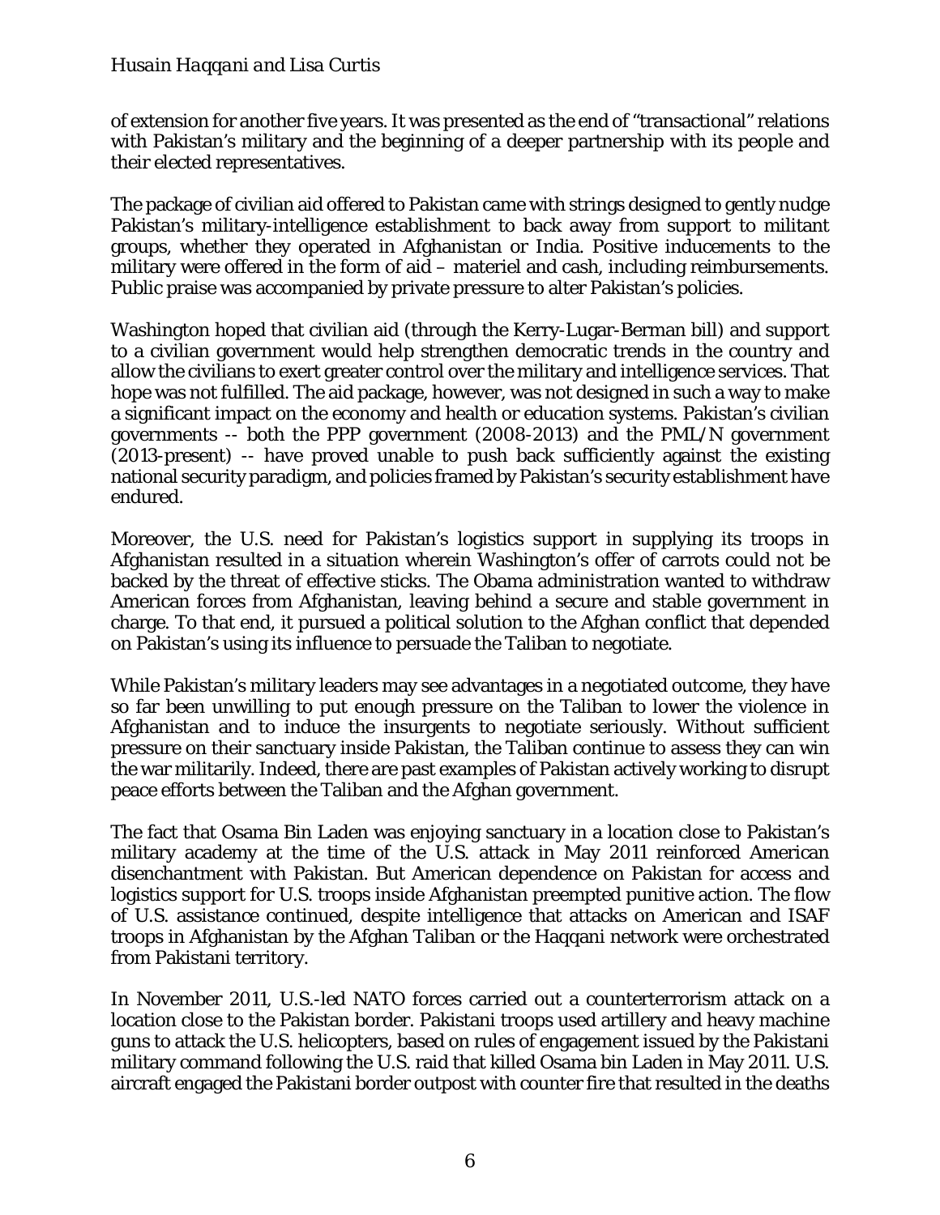of extension for another five years. It was presented as the end of "transactional" relations with Pakistan's military and the beginning of a deeper partnership with its people and their elected representatives.

The package of civilian aid offered to Pakistan came with strings designed to gently nudge Pakistan's military-intelligence establishment to back away from support to militant groups, whether they operated in Afghanistan or India. Positive inducements to the military were offered in the form of aid – materiel and cash, including reimbursements. Public praise was accompanied by private pressure to alter Pakistan's policies.

Washington hoped that civilian aid (through the Kerry-Lugar-Berman bill) and support to a civilian government would help strengthen democratic trends in the country and allow the civilians to exert greater control over the military and intelligence services. That hope was not fulfilled. The aid package, however, was not designed in such a way to make a significant impact on the economy and health or education systems. Pakistan's civilian governments -- both the PPP government (2008-2013) and the PML/N government (2013-present) -- have proved unable to push back sufficiently against the existing national security paradigm, and policies framed by Pakistan's security establishment have endured.

Moreover, the U.S. need for Pakistan's logistics support in supplying its troops in Afghanistan resulted in a situation wherein Washington's offer of carrots could not be backed by the threat of effective sticks. The Obama administration wanted to withdraw American forces from Afghanistan, leaving behind a secure and stable government in charge. To that end, it pursued a political solution to the Afghan conflict that depended on Pakistan's using its influence to persuade the Taliban to negotiate.

While Pakistan's military leaders may see advantages in a negotiated outcome, they have so far been unwilling to put enough pressure on the Taliban to lower the violence in Afghanistan and to induce the insurgents to negotiate seriously. Without sufficient pressure on their sanctuary inside Pakistan, the Taliban continue to assess they can win the war militarily. Indeed, there are past examples of Pakistan actively working to disrupt peace efforts between the Taliban and the Afghan government.

The fact that Osama Bin Laden was enjoying sanctuary in a location close to Pakistan's military academy at the time of the U.S. attack in May 2011 reinforced American disenchantment with Pakistan. But American dependence on Pakistan for access and logistics support for U.S. troops inside Afghanistan preempted punitive action. The flow of U.S. assistance continued, despite intelligence that attacks on American and ISAF troops in Afghanistan by the Afghan Taliban or the Haqqani network were orchestrated from Pakistani territory.

In November 2011, U.S.-led NATO forces carried out a counterterrorism attack on a location close to the Pakistan border. Pakistani troops used artillery and heavy machine guns to attack the U.S. helicopters, based on rules of engagement issued by the Pakistani military command following the U.S. raid that killed Osama bin Laden in May 2011. U.S. aircraft engaged the Pakistani border outpost with counter fire that resulted in the deaths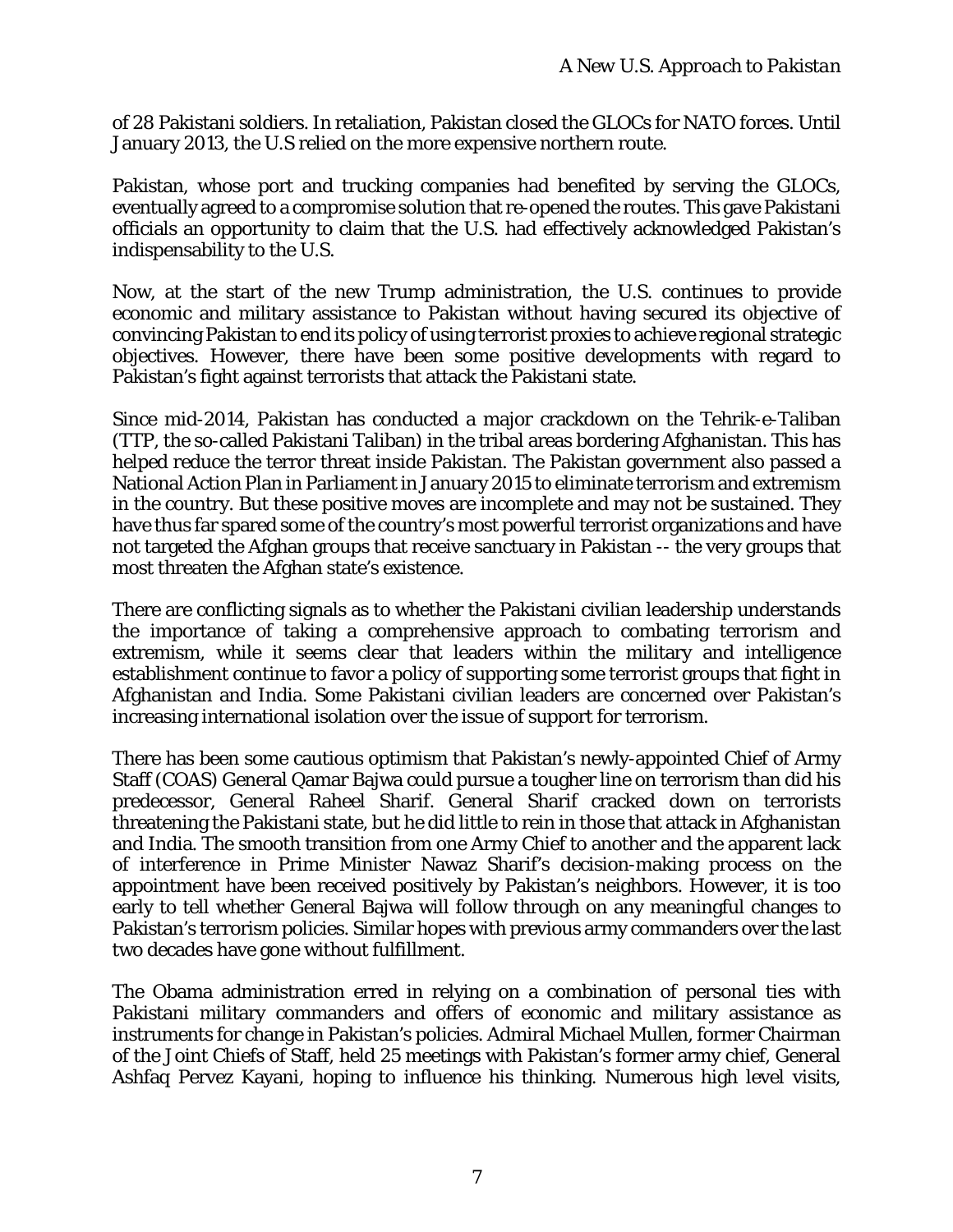of 28 Pakistani soldiers. In retaliation, Pakistan closed the GLOCs for NATO forces. Until January 2013, the U.S relied on the more expensive northern route.

Pakistan, whose port and trucking companies had benefited by serving the GLOCs, eventually agreed to a compromise solution that re-opened the routes. This gave Pakistani officials an opportunity to claim that the U.S. had effectively acknowledged Pakistan's indispensability to the U.S.

Now, at the start of the new Trump administration, the U.S. continues to provide economic and military assistance to Pakistan without having secured its objective of convincing Pakistan to end its policy of using terrorist proxies to achieve regional strategic objectives. However, there have been some positive developments with regard to Pakistan's fight against terrorists that attack the Pakistani state.

Since mid-2014, Pakistan has conducted a major crackdown on the Tehrik-e-Taliban (TTP, the so-called Pakistani Taliban) in the tribal areas bordering Afghanistan. This has helped reduce the terror threat inside Pakistan. The Pakistan government also passed a National Action Plan in Parliament in January 2015 to eliminate terrorism and extremism in the country. But these positive moves are incomplete and may not be sustained. They have thus far spared some of the country's most powerful terrorist organizations and have not targeted the Afghan groups that receive sanctuary in Pakistan -- the very groups that most threaten the Afghan state's existence.

There are conflicting signals as to whether the Pakistani civilian leadership understands the importance of taking a comprehensive approach to combating terrorism and extremism, while it seems clear that leaders within the military and intelligence establishment continue to favor a policy of supporting some terrorist groups that fight in Afghanistan and India. Some Pakistani civilian leaders are concerned over Pakistan's increasing international isolation over the issue of support for terrorism.

There has been some cautious optimism that Pakistan's newly-appointed Chief of Army Staff (COAS) General Qamar Bajwa could pursue a tougher line on terrorism than did his predecessor, General Raheel Sharif. General Sharif cracked down on terrorists threatening the Pakistani state, but he did little to rein in those that attack in Afghanistan and India. The smooth transition from one Army Chief to another and the apparent lack of interference in Prime Minister Nawaz Sharif's decision-making process on the appointment have been received positively by Pakistan's neighbors. However, it is too early to tell whether General Bajwa will follow through on any meaningful changes to Pakistan's terrorism policies. Similar hopes with previous army commanders over the last two decades have gone without fulfillment.

The Obama administration erred in relying on a combination of personal ties with Pakistani military commanders and offers of economic and military assistance as instruments for change in Pakistan's policies. Admiral Michael Mullen, former Chairman of the Joint Chiefs of Staff, held 25 meetings with Pakistan's former army chief, General Ashfaq Pervez Kayani, hoping to influence his thinking. Numerous high level visits,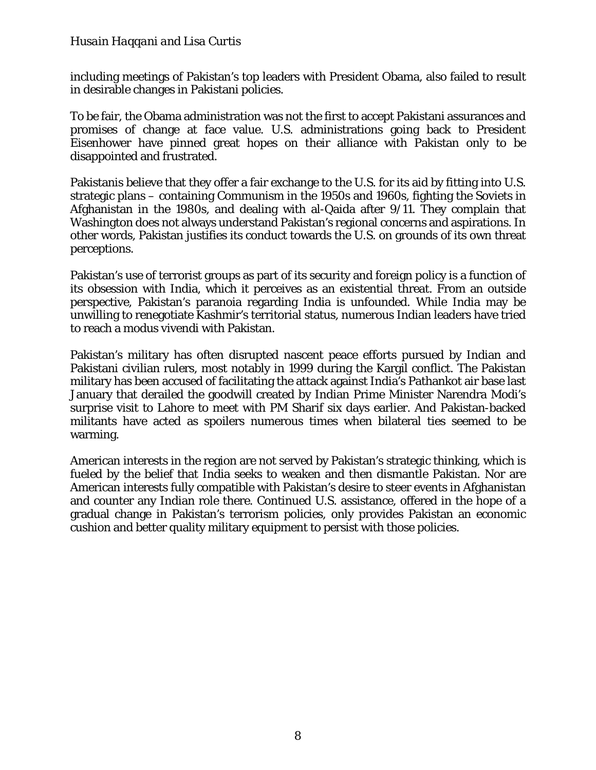including meetings of Pakistan's top leaders with President Obama, also failed to result in desirable changes in Pakistani policies.

To be fair, the Obama administration was not the first to accept Pakistani assurances and promises of change at face value. U.S. administrations going back to President Eisenhower have pinned great hopes on their alliance with Pakistan only to be disappointed and frustrated.

Pakistanis believe that they offer a fair exchange to the U.S. for its aid by fitting into U.S. strategic plans – containing Communism in the 1950s and 1960s, fighting the Soviets in Afghanistan in the 1980s, and dealing with al-Qaida after 9/11. They complain that Washington does not always understand Pakistan's regional concerns and aspirations. In other words, Pakistan justifies its conduct towards the U.S. on grounds of its own threat perceptions.

Pakistan's use of terrorist groups as part of its security and foreign policy is a function of its obsession with India, which it perceives as an existential threat. From an outside perspective, Pakistan's paranoia regarding India is unfounded. While India may be unwilling to renegotiate Kashmir's territorial status, numerous Indian leaders have tried to reach a modus vivendi with Pakistan.

Pakistan's military has often disrupted nascent peace efforts pursued by Indian and Pakistani civilian rulers, most notably in 1999 during the Kargil conflict. The Pakistan military has been accused of facilitating the attack against India's Pathankot air base last January that derailed the goodwill created by Indian Prime Minister Narendra Modi's surprise visit to Lahore to meet with PM Sharif six days earlier. And Pakistan-backed militants have acted as spoilers numerous times when bilateral ties seemed to be warming.

American interests in the region are not served by Pakistan's strategic thinking, which is fueled by the belief that India seeks to weaken and then dismantle Pakistan. Nor are American interests fully compatible with Pakistan's desire to steer events in Afghanistan and counter any Indian role there. Continued U.S. assistance, offered in the hope of a gradual change in Pakistan's terrorism policies, only provides Pakistan an economic cushion and better quality military equipment to persist with those policies.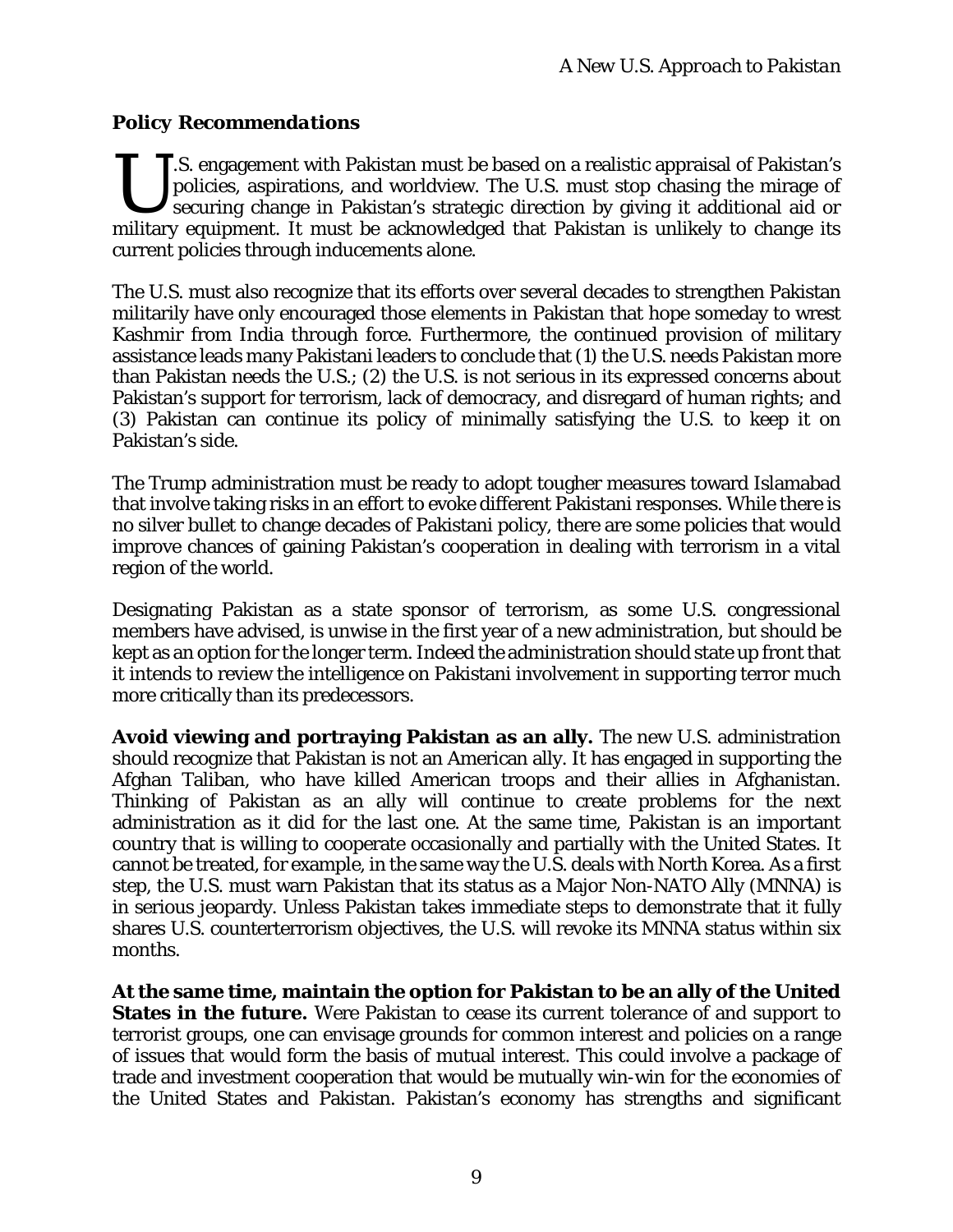### *Policy Recommendations*

U.S. engagement with Pakistan must be based on a realistic appraisal of Pakistan's policies, aspirations, and worldview. The U.S. must stop chasing the mirage of securing change in Pakistan's strategic direction by giving it additional aid or military equipment. It must be acknowledged that Pakistan is unlikely to change its current policies through inducements alone.

The U.S. must also recognize that its efforts over several decades to strengthen Pakistan militarily have only encouraged those elements in Pakistan that hope someday to wrest Kashmir from India through force. Furthermore, the continued provision of military assistance leads many Pakistani leaders to conclude that (1) the U.S. needs Pakistan more than Pakistan needs the U.S.; (2) the U.S. is not serious in its expressed concerns about Pakistan's support for terrorism, lack of democracy, and disregard of human rights; and (3) Pakistan can continue its policy of minimally satisfying the U.S. to keep it on Pakistan's side.

The Trump administration must be ready to adopt tougher measures toward Islamabad that involve taking risks in an effort to evoke different Pakistani responses. While there is no silver bullet to change decades of Pakistani policy, there are some policies that would improve chances of gaining Pakistan's cooperation in dealing with terrorism in a vital region of the world.

Designating Pakistan as a state sponsor of terrorism, as some U.S. congressional members have advised, is unwise in the first year of a new administration, but should be kept as an option for the longer term. Indeed the administration should state up front that it intends to review the intelligence on Pakistani involvement in supporting terror much more critically than its predecessors.

**Avoid viewing and portraying Pakistan as an ally.** The new U.S. administration should recognize that Pakistan is not an American ally. It has engaged in supporting the Afghan Taliban, who have killed American troops and their allies in Afghanistan. Thinking of Pakistan as an ally will continue to create problems for the next administration as it did for the last one. At the same time, Pakistan is an important country that is willing to cooperate occasionally and partially with the United States. It cannot be treated, for example, in the same way the U.S. deals with North Korea. As a first step, the U.S. must warn Pakistan that its status as a Major Non-NATO Ally (MNNA) is in serious jeopardy. Unless Pakistan takes immediate steps to demonstrate that it fully shares U.S. counterterrorism objectives, the U.S. will revoke its MNNA status within six months.

**At the same time, maintain the option for Pakistan to be an ally of the United States in the future.** Were Pakistan to cease its current tolerance of and support to terrorist groups, one can envisage grounds for common interest and policies on a range of issues that would form the basis of mutual interest. This could involve a package of trade and investment cooperation that would be mutually win-win for the economies of the United States and Pakistan. Pakistan's economy has strengths and significant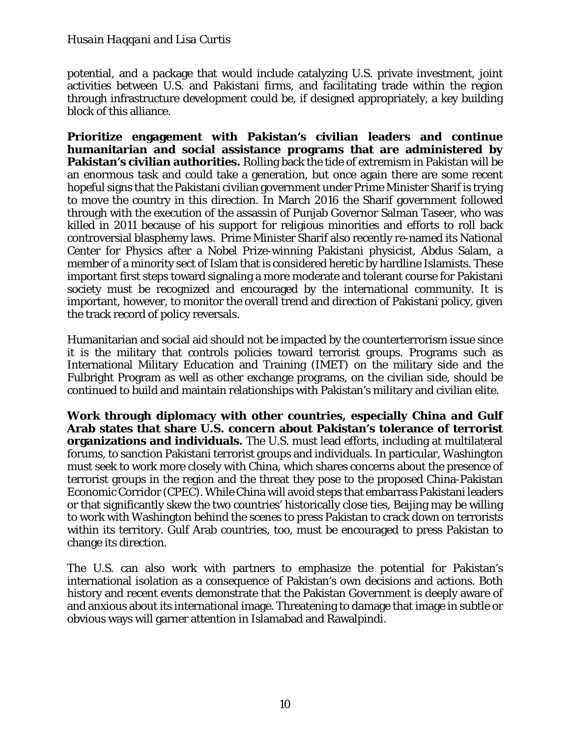potential, and a package that would include catalyzing U.S. private investment, joint activities between U.S. and Pakistani firms, and facilitating trade within the region through infrastructure development could be, if designed appropriately, a key building block of this alliance.

**Prioritize engagement with Pakistan's civilian leaders and continue humanitarian and social assistance programs that are administered by Pakistan's civilian authorities.** Rolling back the tide of extremism in Pakistan will be an enormous task and could take a generation, but once again there are some recent hopeful signs that the Pakistani civilian government under Prime Minister Sharif is trying to move the country in this direction. In March 2016 the Sharif government followed through with the execution of the assassin of Punjab Governor Salman Taseer, who was killed in 2011 because of his support for religious minorities and efforts to roll back controversial blasphemy laws. Prime Minister Sharif also recently re-named its National Center for Physics after a Nobel Prize-winning Pakistani physicist, Abdus Salam, a member of a minority sect of Islam that is considered heretic by hardline Islamists. These important first steps toward signaling a more moderate and tolerant course for Pakistani society must be recognized and encouraged by the international community. It is important, however, to monitor the overall trend and direction of Pakistani policy, given the track record of policy reversals.

Humanitarian and social aid should not be impacted by the counterterrorism issue since it is the military that controls policies toward terrorist groups. Programs such as International Military Education and Training (IMET) on the military side and the Fulbright Program as well as other exchange programs, on the civilian side, should be continued to build and maintain relationships with Pakistan's military and civilian elite.

**Work through diplomacy with other countries, especially China and Gulf Arab states that share U.S. concern about Pakistan's tolerance of terrorist organizations and individuals.** The U.S. must lead efforts, including at multilateral forums, to sanction Pakistani terrorist groups and individuals. In particular, Washington must seek to work more closely with China, which shares concerns about the presence of terrorist groups in the region and the threat they pose to the proposed China-Pakistan Economic Corridor (CPEC). While China will avoid steps that embarrass Pakistani leaders or that significantly skew the two countries' historically close ties, Beijing may be willing to work with Washington behind the scenes to press Pakistan to crack down on terrorists within its territory. Gulf Arab countries, too, must be encouraged to press Pakistan to change its direction.

The U.S. can also work with partners to emphasize the potential for Pakistan's international isolation as a consequence of Pakistan's own decisions and actions. Both history and recent events demonstrate that the Pakistan Government is deeply aware of and anxious about its international image. Threatening to damage that image in subtle or obvious ways will garner attention in Islamabad and Rawalpindi.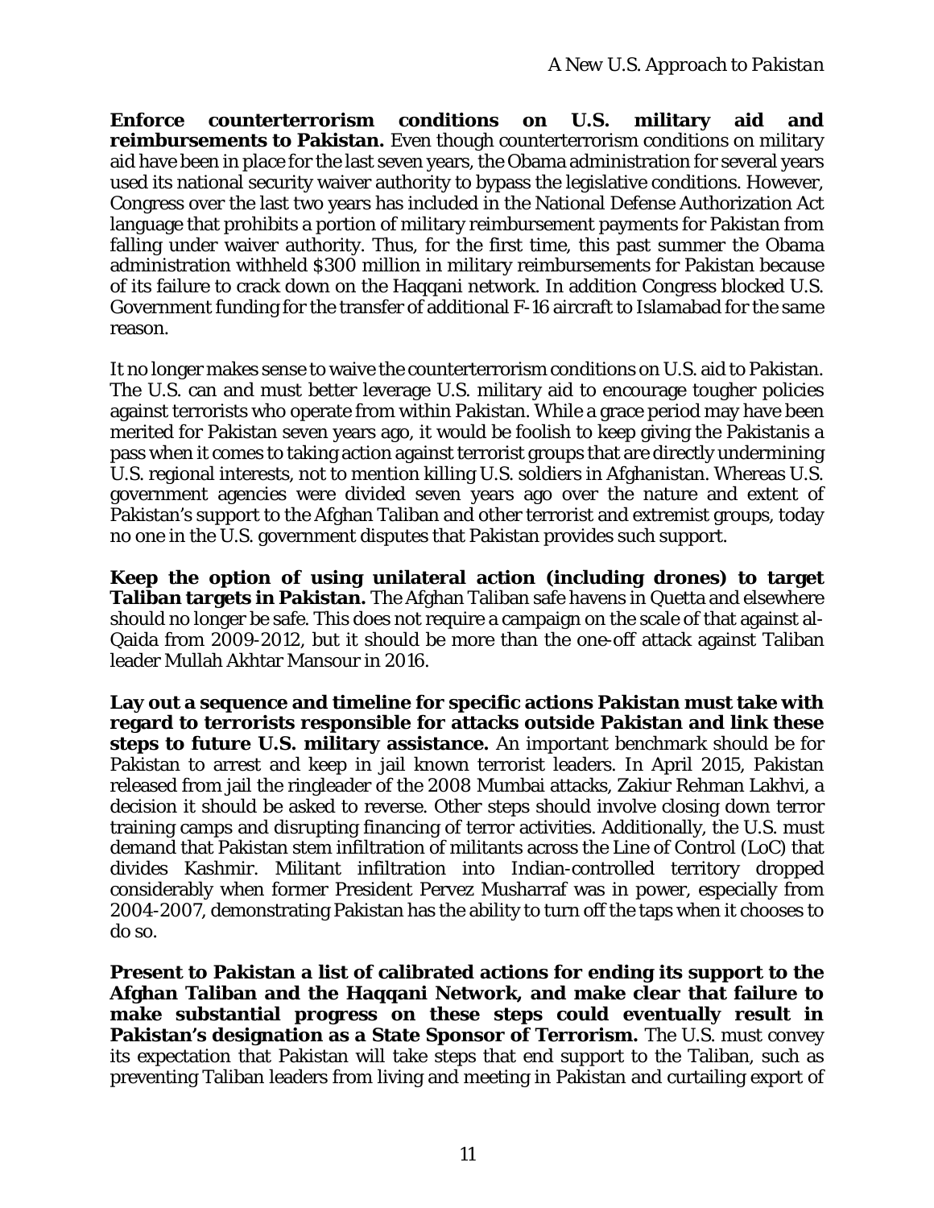**Enforce counterterrorism conditions on U.S. military aid and reimbursements to Pakistan.** Even though counterterrorism conditions on military aid have been in place for the last seven years, the Obama administration for several years used its national security waiver authority to bypass the legislative conditions. However, Congress over the last two years has included in the National Defense Authorization Act language that prohibits a portion of military reimbursement payments for Pakistan from falling under waiver authority. Thus, for the first time, this past summer the Obama administration withheld $300 million in military reimbursements for Pakistan because of its failure to crack down on the Haqqani network. In addition Congress blocked U.S. Government funding for the transfer of additional F-16 aircraft to Islamabad for the same reason.

It no longer makes sense to waive the counterterrorism conditions on U.S. aid to Pakistan. The U.S. can and must better leverage U.S. military aid to encourage tougher policies against terrorists who operate from within Pakistan. While a grace period may have been merited for Pakistan seven years ago, it would be foolish to keep giving the Pakistanis a pass when it comes to taking action against terrorist groups that are directly undermining U.S. regional interests, not to mention killing U.S. soldiers in Afghanistan. Whereas U.S. government agencies were divided seven years ago over the nature and extent of Pakistan's support to the Afghan Taliban and other terrorist and extremist groups, today no one in the U.S. government disputes that Pakistan provides such support.

**Keep the option of using unilateral action (including drones) to target Taliban targets in Pakistan.** The Afghan Taliban safe havens in Quetta and elsewhere should no longer be safe. This does not require a campaign on the scale of that against al-Qaida from 2009-2012, but it should be more than the one-off attack against Taliban leader Mullah Akhtar Mansour in 2016.

**Lay out a sequence and timeline for specific actions Pakistan must take with regard to terrorists responsible for attacks outside Pakistan and link these steps to future U.S. military assistance.** An important benchmark should be for Pakistan to arrest and keep in jail known terrorist leaders. In April 2015, Pakistan released from jail the ringleader of the 2008 Mumbai attacks, Zakiur Rehman Lakhvi, a decision it should be asked to reverse. Other steps should involve closing down terror training camps and disrupting financing of terror activities. Additionally, the U.S. must demand that Pakistan stem infiltration of militants across the Line of Control (LoC) that divides Kashmir. Militant infiltration into Indian-controlled territory dropped considerably when former President Pervez Musharraf was in power, especially from 2004-2007, demonstrating Pakistan has the ability to turn off the taps when it chooses to do so.

**Present to Pakistan a list of calibrated actions for ending its support to the Afghan Taliban and the Haqqani Network, and make clear that failure to make substantial progress on these steps could eventually result in Pakistan's designation as a State Sponsor of Terrorism.** The U.S. must convey its expectation that Pakistan will take steps that end support to the Taliban, such as preventing Taliban leaders from living and meeting in Pakistan and curtailing export of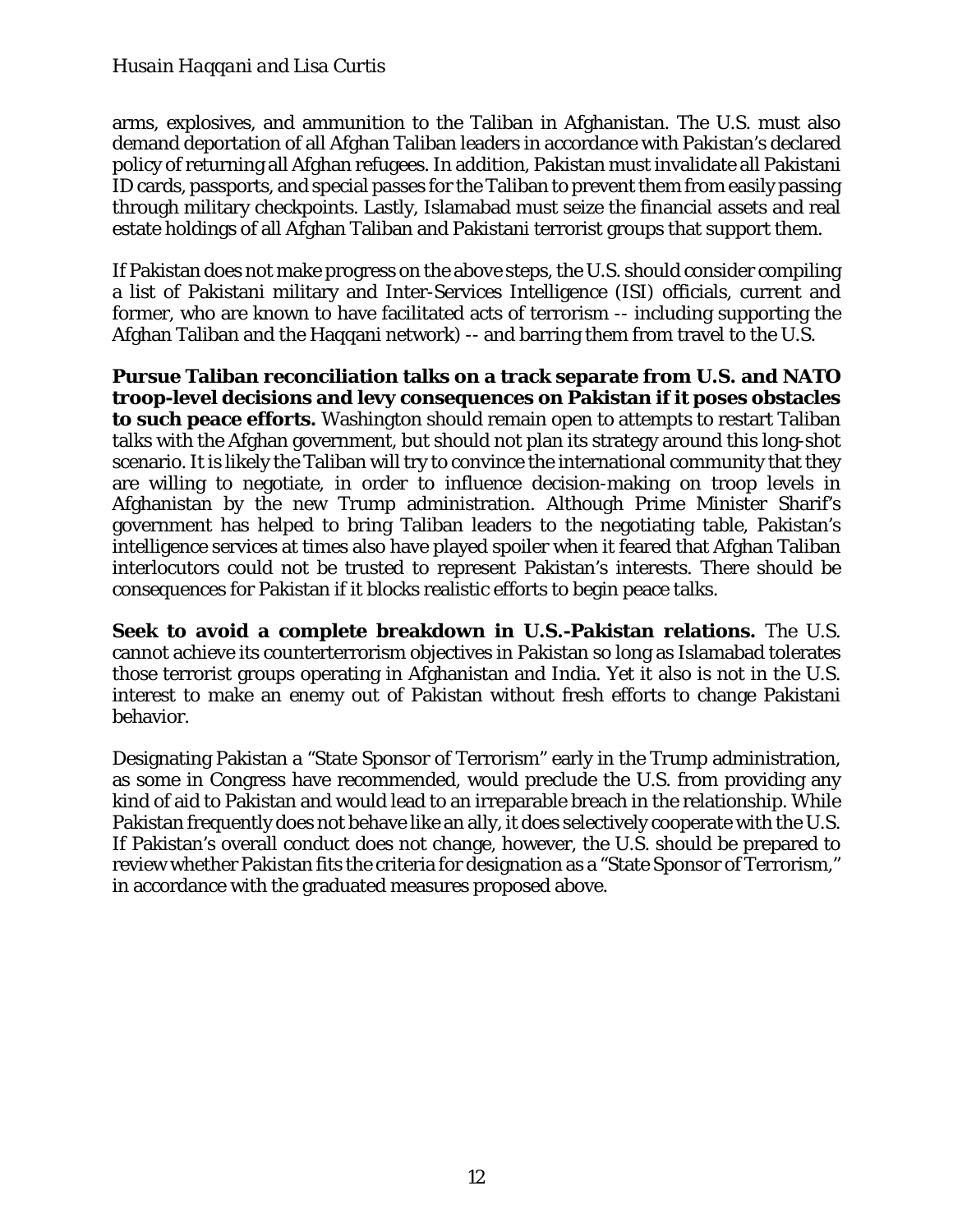arms, explosives, and ammunition to the Taliban in Afghanistan. The U.S. must also demand deportation of all Afghan Taliban leaders in accordance with Pakistan's declared policy of returning all Afghan refugees. In addition, Pakistan must invalidate all Pakistani ID cards, passports, and special passes for the Taliban to prevent them from easily passing through military checkpoints. Lastly, Islamabad must seize the financial assets and real estate holdings of all Afghan Taliban and Pakistani terrorist groups that support them.

If Pakistan does not make progress on the above steps, the U.S. should consider compiling a list of Pakistani military and Inter-Services Intelligence (ISI) officials, current and former, who are known to have facilitated acts of terrorism -- including supporting the Afghan Taliban and the Haqqani network) -- and barring them from travel to the U.S.

**Pursue Taliban reconciliation talks on a track separate from U.S. and NATO troop-level decisions and levy consequences on Pakistan if it poses obstacles to such peace efforts.** Washington should remain open to attempts to restart Taliban talks with the Afghan government, but should not plan its strategy around this long-shot scenario. It is likely the Taliban will try to convince the international community that they are willing to negotiate, in order to influence decision-making on troop levels in Afghanistan by the new Trump administration. Although Prime Minister Sharif's government has helped to bring Taliban leaders to the negotiating table, Pakistan's intelligence services at times also have played spoiler when it feared that Afghan Taliban interlocutors could not be trusted to represent Pakistan's interests. There should be consequences for Pakistan if it blocks realistic efforts to begin peace talks.

**Seek to avoid a complete breakdown in U.S.-Pakistan relations.** The U.S. cannot achieve its counterterrorism objectives in Pakistan so long as Islamabad tolerates those terrorist groups operating in Afghanistan and India. Yet it also is not in the U.S. interest to make an enemy out of Pakistan without fresh efforts to change Pakistani behavior.

Designating Pakistan a "State Sponsor of Terrorism" early in the Trump administration, as some in Congress have recommended, would preclude the U.S. from providing any kind of aid to Pakistan and would lead to an irreparable breach in the relationship. While Pakistan frequently does not behave like an ally, it does selectively cooperate with the U.S. If Pakistan's overall conduct does not change, however, the U.S. should be prepared to review whether Pakistan fits the criteria for designation as a "State Sponsor of Terrorism," in accordance with the graduated measures proposed above.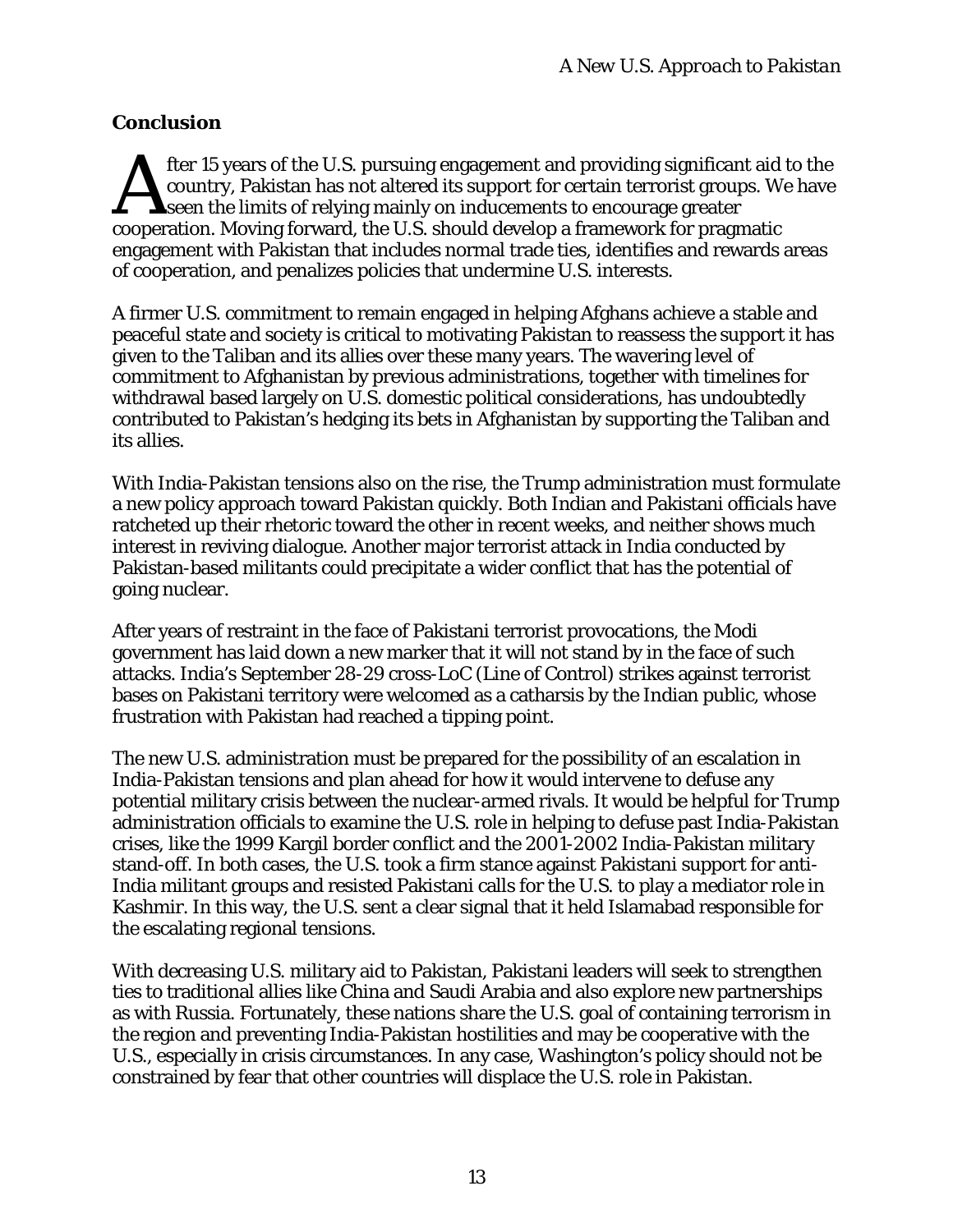### **Conclusion**

After 15 years of the U.S. pursuing engagement and providing significant aid to the country, Pakistan has not altered its support for certain terrorist groups. We have seen the limits of relying mainly on inducements to encourage greater cooperation. Moving forward, the U.S. should develop a framework for pragmatic engagement with Pakistan that includes normal trade ties, identifies and rewards areas of cooperation, and penalizes policies that undermine U.S. interests.

A firmer U.S. commitment to remain engaged in helping Afghans achieve a stable and peaceful state and society is critical to motivating Pakistan to reassess the support it has given to the Taliban and its allies over these many years. The wavering level of commitment to Afghanistan by previous administrations, together with timelines for withdrawal based largely on U.S. domestic political considerations, has undoubtedly contributed to Pakistan's hedging its bets in Afghanistan by supporting the Taliban and its allies.

With India-Pakistan tensions also on the rise, the Trump administration must formulate a new policy approach toward Pakistan quickly. Both Indian and Pakistani officials have ratcheted up their rhetoric toward the other in recent weeks, and neither shows much interest in reviving dialogue. Another major terrorist attack in India conducted by Pakistan-based militants could precipitate a wider conflict that has the potential of going nuclear.

After years of restraint in the face of Pakistani terrorist provocations, the Modi government has laid down a new marker that it will not stand by in the face of such attacks. India's September 28-29 cross-LoC (Line of Control) strikes against terrorist bases on Pakistani territory were welcomed as a catharsis by the Indian public, whose frustration with Pakistan had reached a tipping point.

The new U.S. administration must be prepared for the possibility of an escalation in India-Pakistan tensions and plan ahead for how it would intervene to defuse any potential military crisis between the nuclear-armed rivals. It would be helpful for Trump administration officials to examine the U.S. role in helping to defuse past India-Pakistan crises, like the 1999 Kargil border conflict and the 2001-2002 India-Pakistan military stand-off. In both cases, the U.S. took a firm stance against Pakistani support for anti-India militant groups and resisted Pakistani calls for the U.S. to play a mediator role in Kashmir. In this way, the U.S. sent a clear signal that it held Islamabad responsible for the escalating regional tensions.

With decreasing U.S. military aid to Pakistan, Pakistani leaders will seek to strengthen ties to traditional allies like China and Saudi Arabia and also explore new partnerships as with Russia. Fortunately, these nations share the U.S. goal of containing terrorism in the region and preventing India-Pakistan hostilities and may be cooperative with the U.S., especially in crisis circumstances. In any case, Washington's policy should not be constrained by fear that other countries will displace the U.S. role in Pakistan.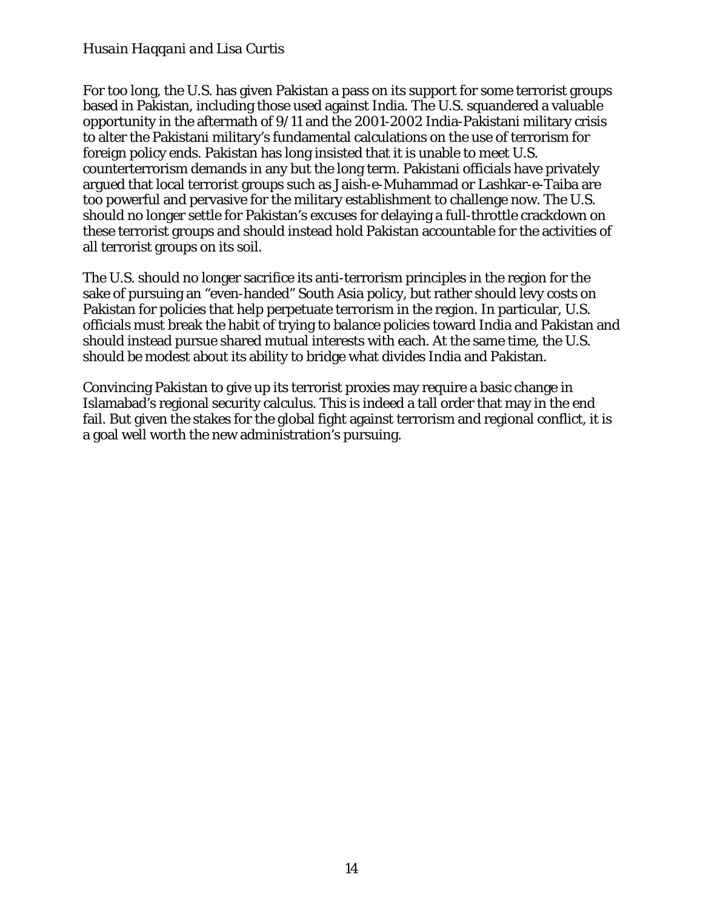For too long, the U.S. has given Pakistan a pass on its support for some terrorist groups based in Pakistan, including those used against India. The U.S. squandered a valuable opportunity in the aftermath of 9/11 and the 2001-2002 India-Pakistani military crisis to alter the Pakistani military's fundamental calculations on the use of terrorism for foreign policy ends. Pakistan has long insisted that it is unable to meet U.S. counterterrorism demands in any but the long term. Pakistani officials have privately argued that local terrorist groups such as Jaish-e-Muhammad or Lashkar-e-Taiba are too powerful and pervasive for the military establishment to challenge now. The U.S. should no longer settle for Pakistan's excuses for delaying a full-throttle crackdown on these terrorist groups and should instead hold Pakistan accountable for the activities of all terrorist groups on its soil.

The U.S. should no longer sacrifice its anti-terrorism principles in the region for the sake of pursuing an "even-handed" South Asia policy, but rather should levy costs on Pakistan for policies that help perpetuate terrorism in the region. In particular, U.S. officials must break the habit of trying to balance policies toward India and Pakistan and should instead pursue shared mutual interests with each. At the same time, the U.S. should be modest about its ability to bridge what divides India and Pakistan.

Convincing Pakistan to give up its terrorist proxies may require a basic change in Islamabad's regional security calculus. This is indeed a tall order that may in the end fail. But given the stakes for the global fight against terrorism and regional conflict, it is a goal well worth the new administration's pursuing.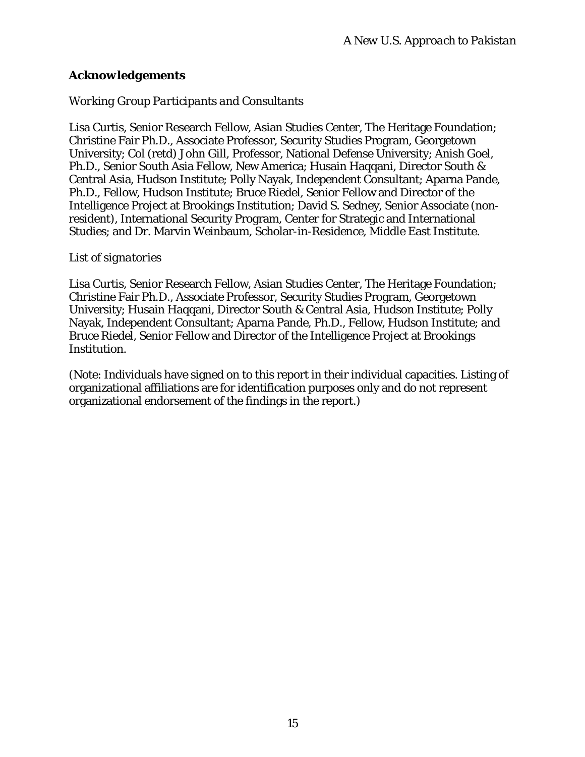## Acknowledgements

*Working Group Participants and Consultants*

Lisa Curtis, Senior Research Fellow, Asian Studies Center, The Heritage Foundation; Christine Fair Ph.D., Associate Professor, Security Studies Program, Georgetown University; Col (retd) John Gill, Professor, National Defense University; Anish Goel, Ph.D., Senior South Asia Fellow, New America; Husain Haqqani, Director South & Central Asia, Hudson Institute; Polly Nayak, Independent Consultant; Aparna Pande, Ph.D., Fellow, Hudson Institute; Bruce Riedel, Senior Fellow and Director of the Intelligence Project at Brookings Institution; David S. Sedney, Senior Associate (non-resident), International Security Program, Center for Strategic and International Studies; and Dr. Marvin Weinbaum, Scholar-in-Residence, Middle East Institute.

*List of signatories*

Lisa Curtis, Senior Research Fellow, Asian Studies Center, The Heritage Foundation; Christine Fair Ph.D., Associate Professor, Security Studies Program, Georgetown University; Husain Haqqani, Director South & Central Asia, Hudson Institute; Polly Nayak, Independent Consultant; Aparna Pande, Ph.D., Fellow, Hudson Institute; and Bruce Riedel, Senior Fellow and Director of the Intelligence Project at Brookings Institution.

(Note: Individuals have signed on to this report in their individual capacities. Listing of organizational affiliations are for identification purposes only and do not represent organizational endorsement of the findings in the report.)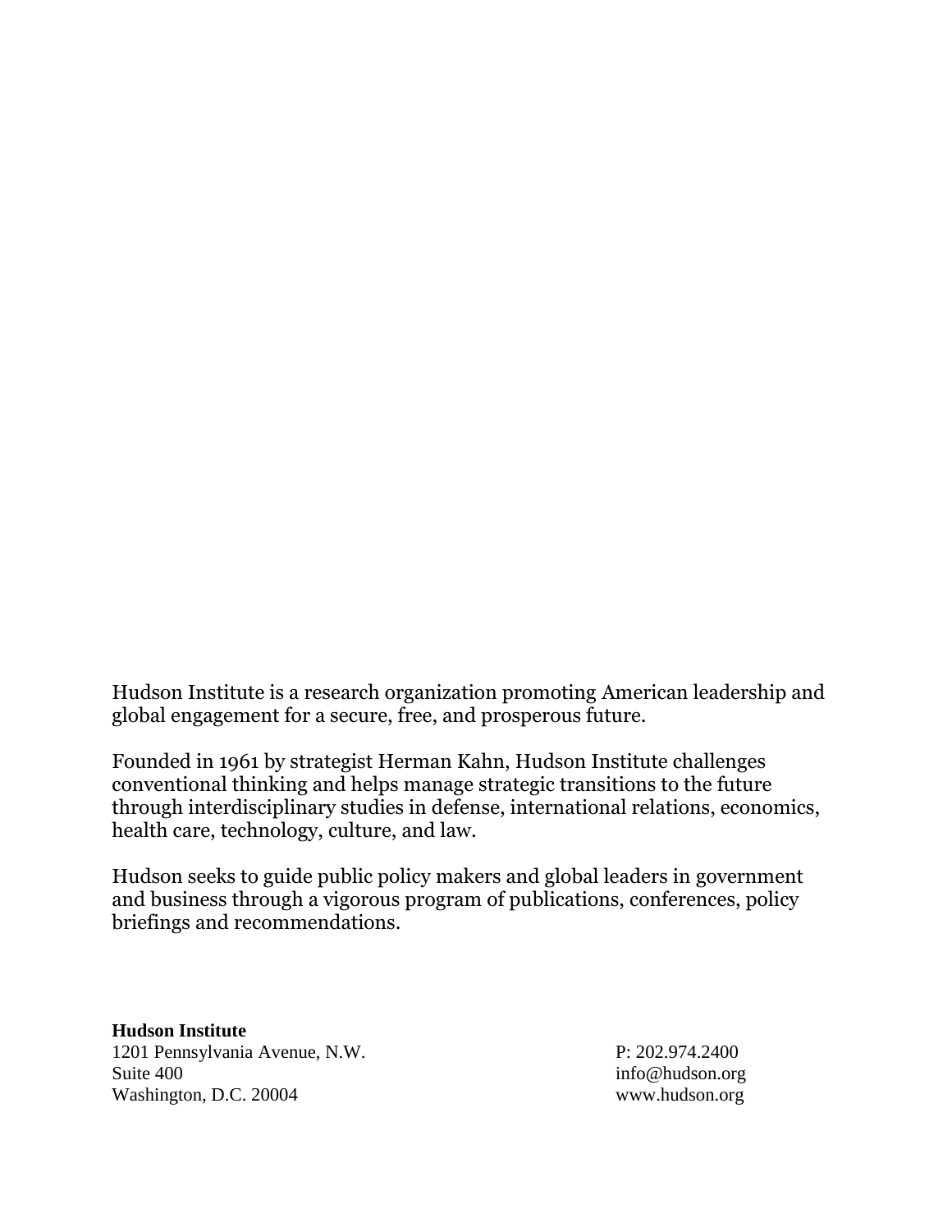Hudson Institute is a research organization promoting American leadership and global engagement for a secure, free, and prosperous future.

Founded in 1961 by strategist Herman Kahn, Hudson Institute challenges conventional thinking and helps manage strategic transitions to the future through interdisciplinary studies in defense, international relations, economics, health care, technology, culture, and law.

Hudson seeks to guide public policy makers and global leaders in government and business through a vigorous program of publications, conferences, policy briefings and recommendations.

**Hudson Institute**
1201 Pennsylvania Avenue, N.W.
Suite 400
Washington, D.C. 20004

P: 202.974.2400
info@hudson.org
www.hudson.org